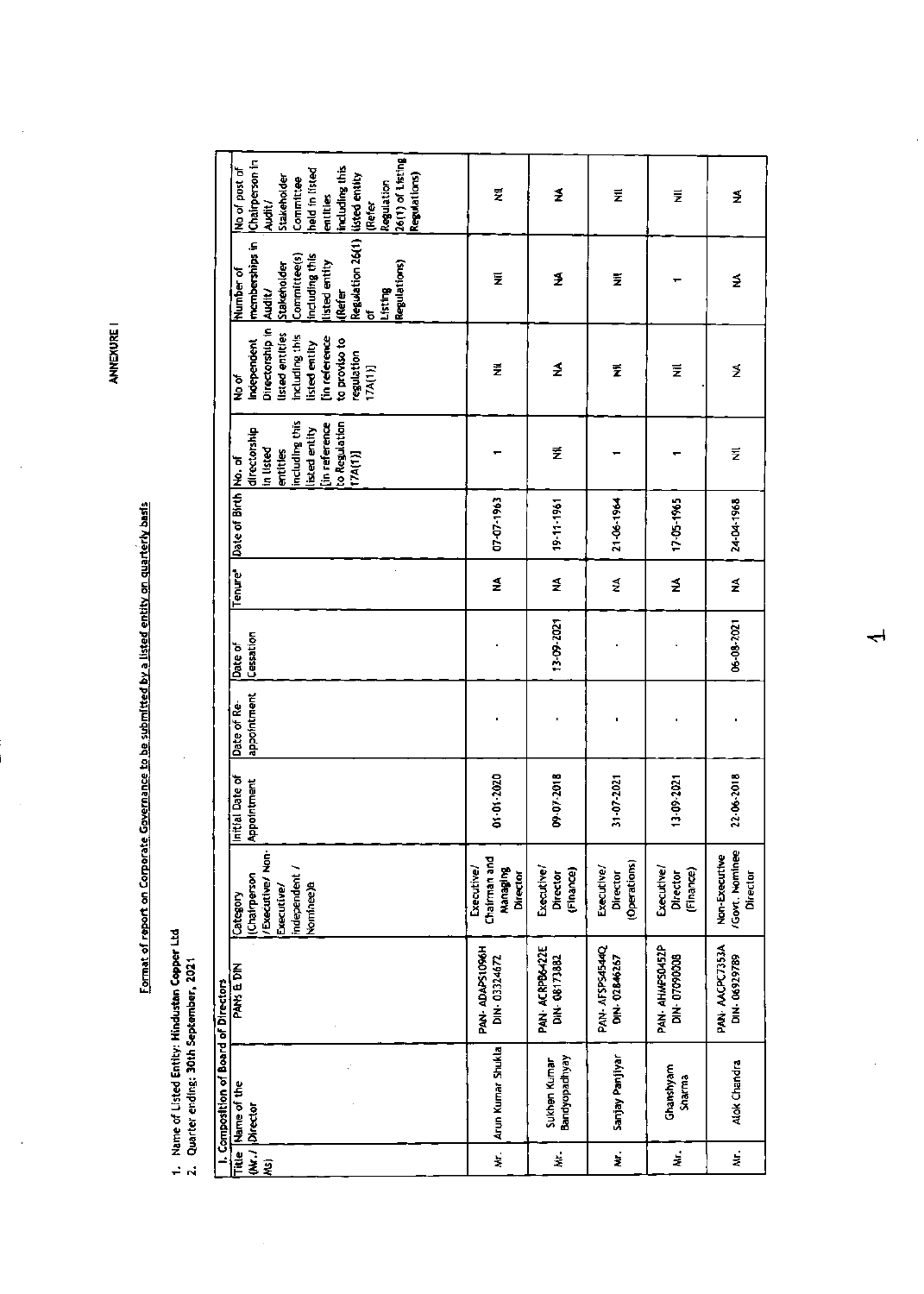ANNEXURE I

## Format of report on Corporate Governance to be submitted by a listed entity on quarterly basis

1. Name of Listed Entity: Hindustan Copper Ltd
2. Quarter ending: 30th September, 2021

### I. Composition of Board of Directors

| Title (Mr./ Ms) | Name of the Director | PANS & DIN | Category (Chairperson /Executive/ Non-Executive/ independent / Nominee)& | Initial Date of Appointment | Date of Re-appointment | Date of Cessation | Tenure* | Date of Birth | No. of directorship in listed entities including this listed entity [in reference to Regulation 17A(1)] | No of Independent Directorship in listed entities including this listed entity [in reference to proviso to regulation 17A(1)] | Number of memberships in Audit/ Stakeholder Committee(s) including this listed entity (Refer Regulation 26(1) of Listing Regulations) | No of post of Chairperson in Audit/ Stakeholder Committee held in listed entities including this listed entity (Refer Regulation 26(1) of Listing Regulations) |
|---|---|---|---|---|---|---|---|---|---|---|---|---|
| Mr. | Arun Kumar Shukla | PAN- ADAPS1096H DIN- 03324672 | Executive/ Chairman and Managing Director | 01-01-2020 | - | - | NA | 07-07-1963 | 1 | Nil | Nil | Nil |
| Mr. | Sukhen Kumar Bandyopadhyay | PAN- ACRPB6422E DIN- 08173882 | Executive/ Director (Finance) | 09-07-2018 | - | 13-09-2021 | NA | 19-11-1961 | Nil | NA | NA | NA |
| Mr. | Sanjay Panjiyar | PAN- AFSPS4544Q DIN- 02846267 | Executive/ Director (Operations) | 31-07-2021 | - | - | NA | 21-06-1964 | 1 | Nil | Nil | Nil |
| Mr. | Ghanshyam Sharma | PAN- AHMPS0452P DIN- 07090008 | Executive/ Director (Finance) | 13-09-2021 | - | - | NA | 17-05-1965 | 1 | Nil | 1 | Nil |
| Mr. | Alok Chandra | PAN- AACPC7353A DIN- 06929789 | Non-Executive /Govt. Nominee Director | 22-06-2018 | - | 06-08-2021 | NA | 24-04-1968 | Nil | NA | NA | NA |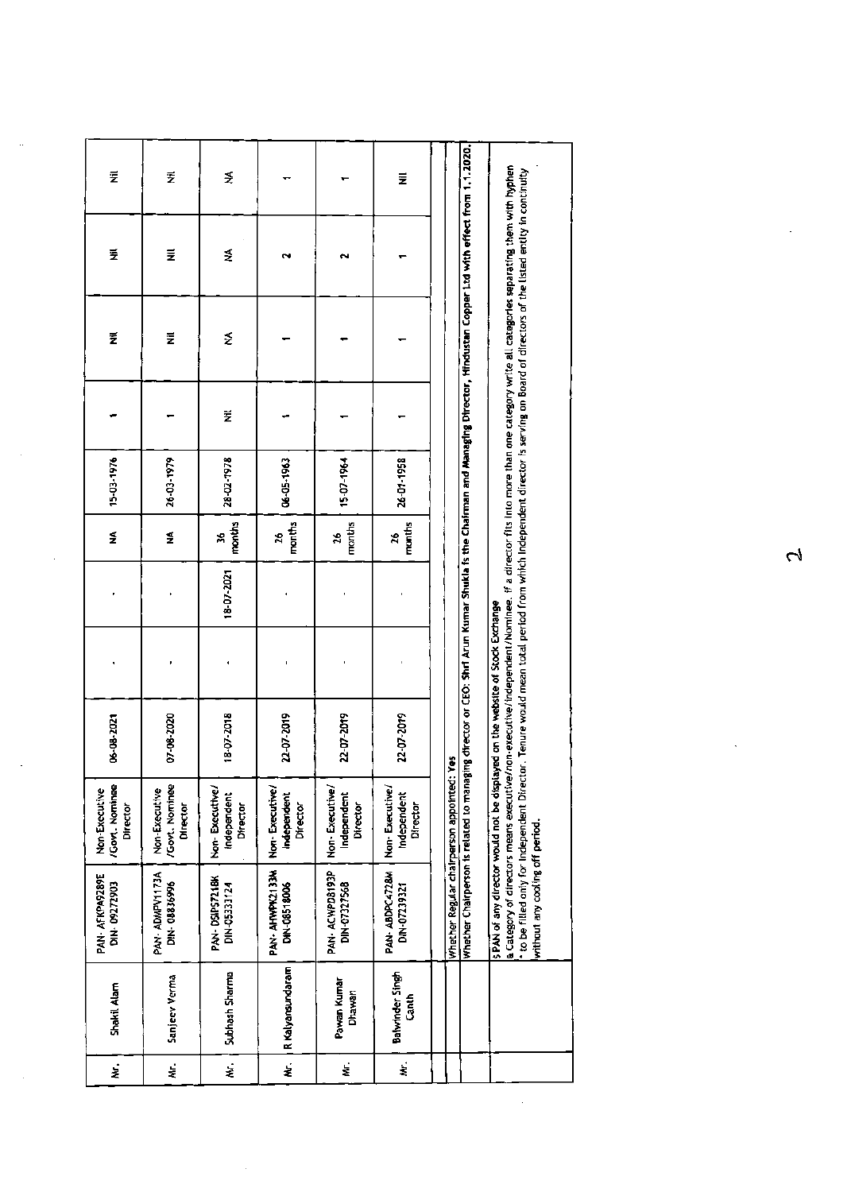| Mr. | Shakil Alam | PAN- AFKPA9289E DIN- 09272903 | Non-Executive /Govt. Nominee Director | 06-08-2021 | - | - | NA | 15-03-1976 | 1 | Nil | Nil | Nil |
|---|---|---|---|---|---|---|---|---|---|---|---|---|
| Mr. | Sanjeev Verma | PAN- ADMPV1173A DIN- 08836996 | Non-Executive /Govt. Nominee Director | 07-08-2020 | - | - | NA | 26-03-1979 | 1 | Nil | Nil | Nil |
| Mr. | Subhash Sharma | PAN- DSIPS7218K DIN-05333124 | Non- Executive/ Independent Director | 18-07-2018 | - | 18-07-2021 | 36 months | 28-02-1978 | Nil | NA | NA | NA |
| Mr. | R Kalyansundaram | PAN- AHWPK2133M DIN-08518006 | Non- Executive/ Independent Director | 22-07-2019 | - | - | 26 months | 06-05-1963 | 1 | 1 | 2 | 1 |
| Mr. | Pawan Kumar Dhawan | PAN- ACWPD8193P DIN-07327568 | Non- Executive/ Independent Director | 22-07-2019 | - | - | 26 months | 15-07-1964 | 1 | 1 | 2 | 1 |
| Mr. | Balwinder Singh Canth | PAN- ABDPC4728M DIN-07239321 | Non- Executive/ Independent Director | 22-07-2019 | - | - | 26 months | 26-01-1958 | 1 | 1 | 1 | Nil |

Whether Regular chairperson appointed: Yes

Whether Chairperson is related to managing director or CEO: Shri Arun Kumar Shukla is the Chairman and Managing Director, Hindustan Copper Ltd with effect from 1.1.2020.

$ PAN of any director would not be displayed on the website of Stock Exchange

& Category of directors means executive/non-executive/independent/Nominee. If a director fits into more than one category write all categories separating them with hyphen

* to be filled only for Independent Director. Tenure would mean total period from which Independent director is serving on Board of directors of the listed entity in continuity without any cooling off period.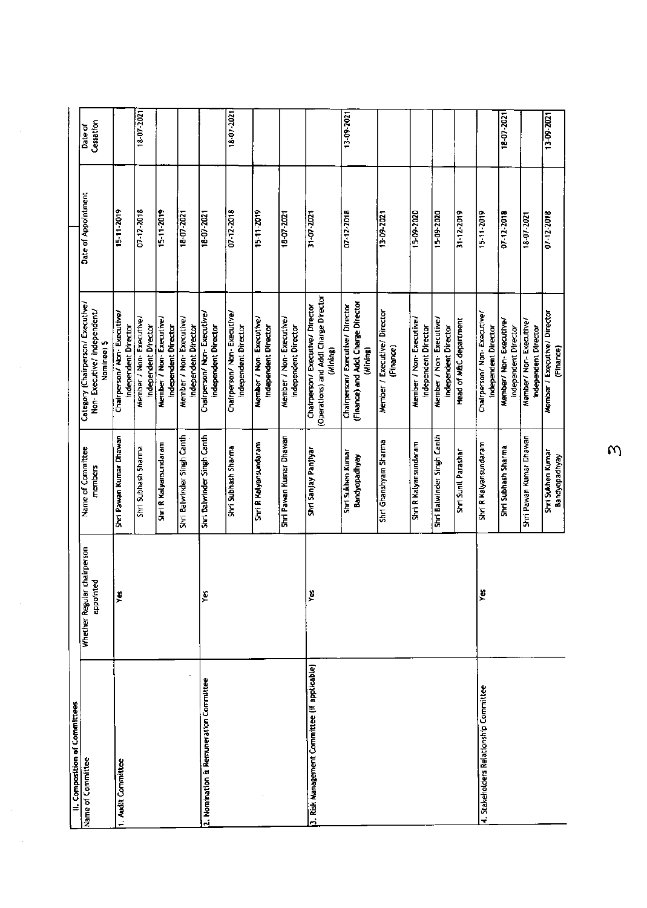## II. Composition of Committees

| Name of Committee | Whether Regular chairperson appointed | Name of Committee members | Category (Chairperson/ Executive/ Non- Executive/ independent/ Nominee) $ | Date of Appointment | Date of Cessation |
|---|---|---|---|---|---|
| 1. Audit Committee | Yes | Shri Pawan Kumar Dhawan | Chairperson/ Non- Executive/ Independent Director | 15-11-2019 | |
| | | Shri Subhash Sharma | Member / Non- Executive/ independent Director | 07-12-2018 | 18-07-2021 |
| | | Shri R Kalyansundaram | Member / Non- Executive/ Independent Director | 15-11-2019 | |
| | | Shri Balwinder Singh Canth | Member / Non- Executive/ independent Director | 18-07-2021 | |
| 2. Nomination & Remuneration Committee | Yes | Shri Balwinder Singh Canth | Chairperson/ Non- Executive/ independent Director | 18-07-2021 | |
| | | Shri Subhash Sharma | Chairperson/ Non- Executive/ independent Director | 07-12-2018 | 18-07-2021 |
| | | Shri R Kalyansundaram | Member / Non- Executive/ independent Director | 15-11-2019 | |
| | | Shri Pawan Kumar Dhawan | Member / Non- Executive/ independent Director | 18-07-2021 | |
| 3. Risk Management Committee (if applicable) | Yes | Shri Sanjay Panjiyar | Chairperson/ Executive/ Director (Operations) and Addl Charge Director (Mining) | 31-07-2021 | |
| | | Shri Sukhen Kumar Bandyopadhyay | Chairperson/ Executive/ Director (Finance) and Addl Charge Director (Mining) | 07-12-2018 | 13-09-2021 |
| | | Shri Ghanshyam Sharma | Member / Executive/ Director (Finance) | 13-09-2021 | |
| | | Shri R Kalyansundaram | Member / Non- Executive/ independent Director | 15-09-2020 | |
| | | Shri Balwinder Singh Canth | Member / Non- Executive/ independent Director | 15-09-2020 | |
| | | Shri Sunil Parashar | Head of MEC department | 31-12-2019 | |
| 4. Stakeholders Relationship Committee | Yes | Shri R Kalyansundaram | Chairperson/ Non- Executive/ independent Director | 15-11-2019 | |
| | | Shri Subhash Sharma | Member/ Non- Executive/ independent Director | 07-12-2018 | 18-07-2021 |
| | | Shri Pawan Kumar Dhawan | Member/ Non- Executive/ independent Director | 18-07-2021 | |
| | | Shri Sukhen Kumar Bandyopadhyay | Member / Executive/ Director (Finance) | 07-12-2018 | 13-09-2021 |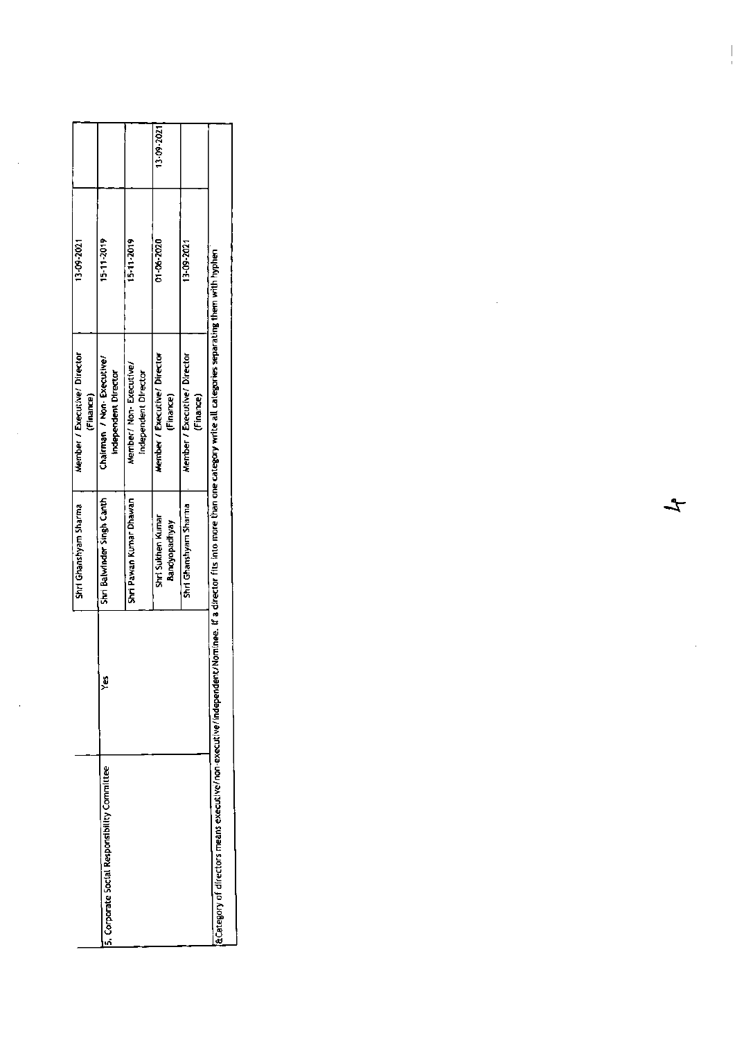|  |  | Shri Ghanshyam Sharma | Member / Executive/ Director (Finance) | 13-09-2021 |  |
|---|---|---|---|---|---|
| 5. Corporate Social Responsibility Committee | Yes | Shri Balwinder Singh Canth | Chairman / Non- Executive/ Independent Director | 15-11-2019 |  |
|  |  | Shri Pawan Kumar Dhawan | Member/ Non- Executive/ Independent Director | 15-11-2019 |  |
|  |  | Shri Sukhen Kumar Bandyopadhyay | Member / Executive/ Director (Finance) | 01-06-2020 | 13-09-2021 |
|  |  | Shri Ghanshyam Sharma | Member / Executive/ Director (Finance) | 13-09-2021 |  |

&Category of directors means executive/non-executive/independent/Nominee. If a director fits into more than one category write all categories separating them with hyphen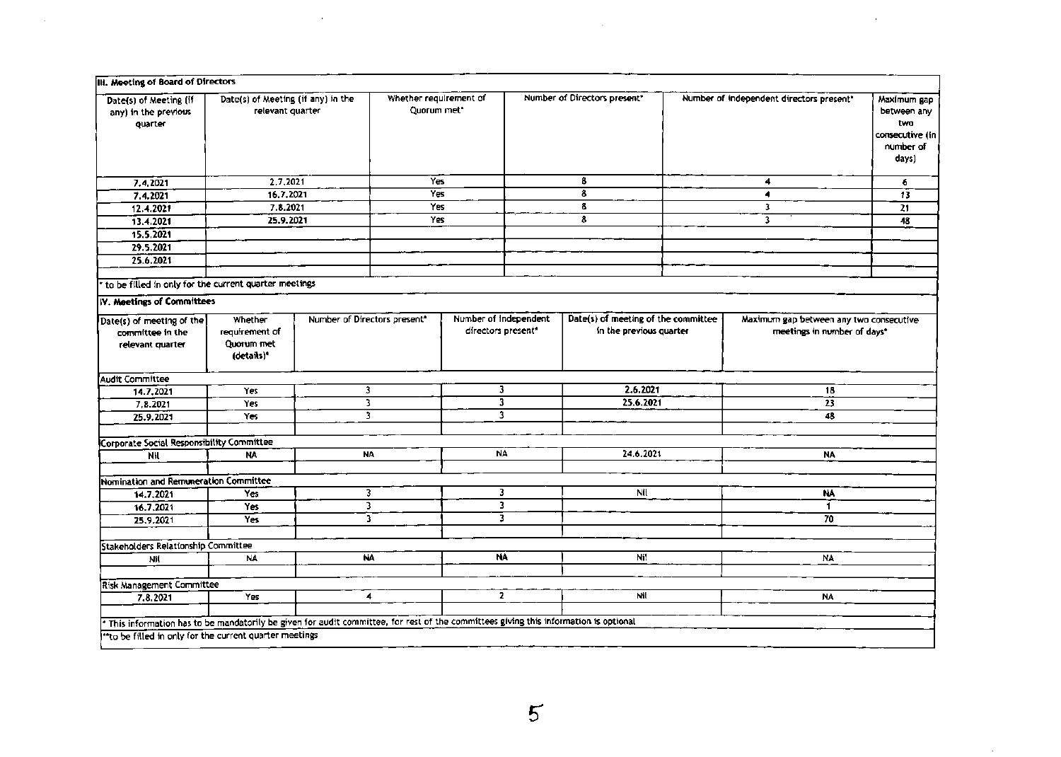### III. Meeting of Board of Directors

| Date(s) of Meeting (if any) in the previous quarter | Date(s) of Meeting (if any) in the relevant quarter | Whether requirement of Quorum met* | Number of Directors present* | Number of independent directors present* | Maximum gap between any two consecutive (in number of days) |
|---|---|---|---|---|---|
| 7.4.2021 | 2.7.2021 | Yes | 8 | 4 | 6 |
| 7.4.2021 | 16.7.2021 | Yes | 8 | 4 | 13 |
| 12.4.2021 | 7.8.2021 | Yes | 8 | 3 | 21 |
| 13.4.2021 | 25.9.2021 | Yes | 8 | 3 | 48 |
| 15.5.2021 | | | | | |
| 29.5.2021 | | | | | |
| 25.6.2021 | | | | | |

\* to be filled in only for the current quarter meetings

### IV. Meetings of Committees

| Date(s) of meeting of the committee in the relevant quarter | Whether requirement of Quorum met (details)* | Number of Directors present* | Number of Independent directors present* | Date(s) of meeting of the committee in the previous quarter | Maximum gap between any two consecutive meetings in number of days* |
|---|---|---|---|---|---|
| **Audit Committee** | | | | | |
| 14.7.2021 | Yes | 3 | 3 | 2.6.2021 | 18 |
| 7.8.2021 | Yes | 3 | 3 | 25.6.2021 | 23 |
| 25.9.2021 | Yes | 3 | 3 | | 48 |
| **Corporate Social Responsibility Committee** | | | | | |
| Nil | NA | NA | NA | 24.6.2021 | NA |
| **Nomination and Remuneration Committee** | | | | | |
| 14.7.2021 | Yes | 3 | 3 | Nil | NA |
| 16.7.2021 | Yes | 3 | 3 | | 1 |
| 25.9.2021 | Yes | 3 | 3 | | 70 |
| **Stakeholders Relationship Committee** | | | | | |
| Nil | NA | NA | NA | Nil | NA |
| **Risk Management Committee** | | | | | |
| 7.8.2021 | Yes | 4 | 2 | Nil | NA |

\* This information has to be mandatorily be given for audit committee, for rest of the committees giving this information is optional

\*\*to be filled in only for the current quarter meetings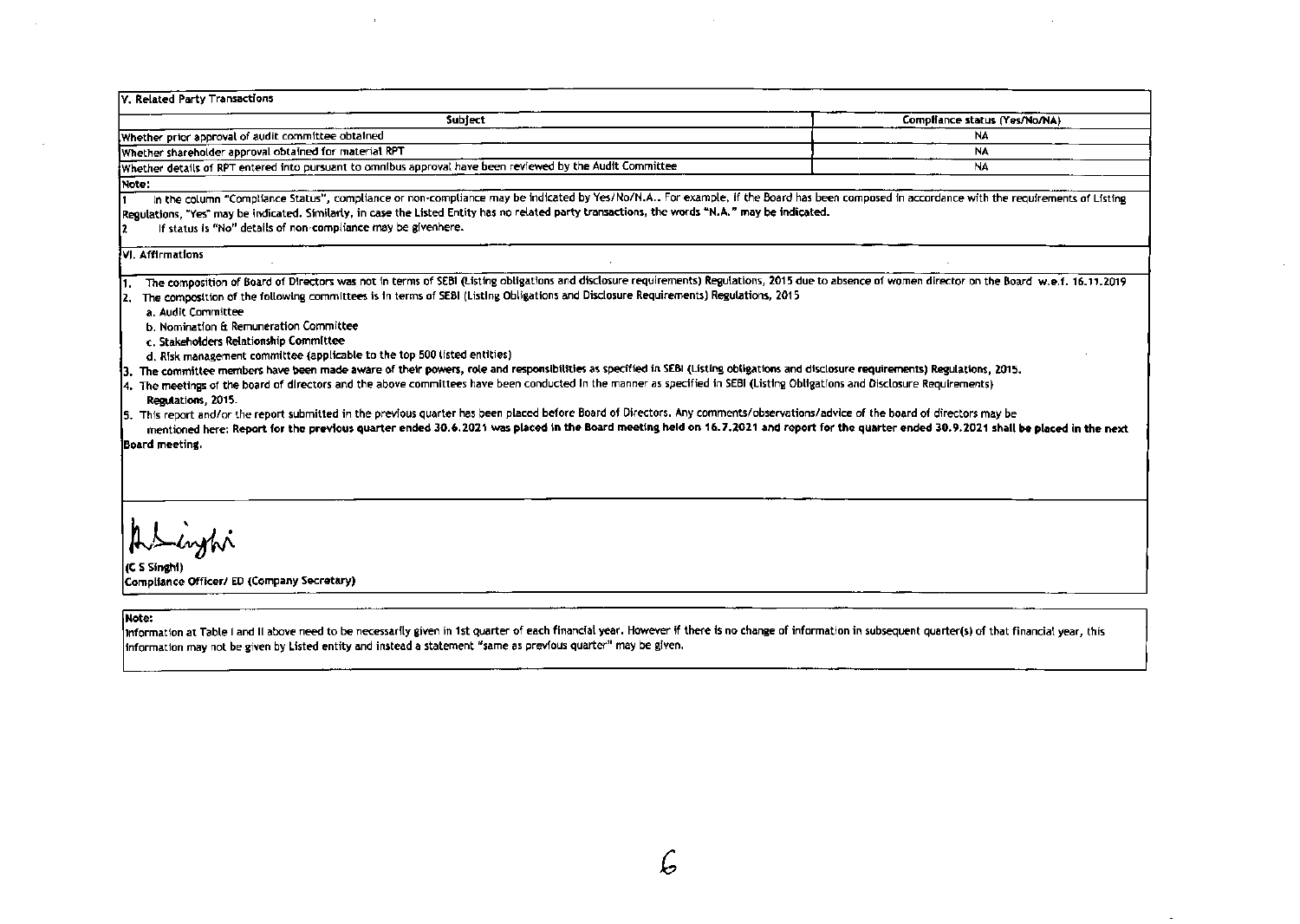## V. Related Party Transactions

| Subject | Compliance status (Yes/No/NA) |
|---|---|
| Whether prior approval of audit committee obtained | NA |
| Whether shareholder approval obtained for material RPT | NA |
| Whether details of RPT entered into pursuant to omnibus approval have been reviewed by the Audit Committee | NA |

**Note:**

1 In the column "Compliance Status", compliance or non-compliance may be indicated by Yes/No/N.A.. For example, if the Board has been composed in accordance with the requirements of Listing Regulations, "Yes" may be indicated. Similarly, in case the Listed Entity has no related party transactions, the words "N.A." may be indicated.

2 If status is "No" details of non-compliance may be givenhere.

## VI. Affirmations

1. The composition of Board of Directors was not in terms of SEBI (Listing obligations and disclosure requirements) Regulations, 2015 due to absence of women director on the Board w.e.f. 16.11.2019
2. The composition of the following committees is in terms of SEBI (Listing Obligations and Disclosure Requirements) Regulations, 2015
   a. Audit Committee
   b. Nomination & Remuneration Committee
   c. Stakeholders Relationship Committee
   d. Risk management committee (applicable to the top 500 listed entities)
3. The committee members have been made aware of their powers, role and responsibilities as specified in SEBI (Listing obligations and disclosure requirements) Regulations, 2015.
4. The meetings of the board of directors and the above committees have been conducted in the manner as specified in SEBI (Listing Obligations and Disclosure Requirements) Regulations, 2015.
5. This report and/or the report submitted in the previous quarter has been placed before Board of Directors. Any comments/observations/advice of the board of directors may be mentioned here: **Report for the previous quarter ended 30.6.2021 was placed in the Board meeting held on 16.7.2021 and report for the quarter ended 30.9.2021 shall be placed in the next Board meeting.**

(C S Singhi)
Compliance Officer/ ED (Company Secretary)

**Note:**
Information at Table I and II above need to be necessarily given in 1st quarter of each financial year. However if there is no change of information in subsequent quarter(s) of that financial year, this information may not be given by Listed entity and instead a statement "same as previous quarter" may be given.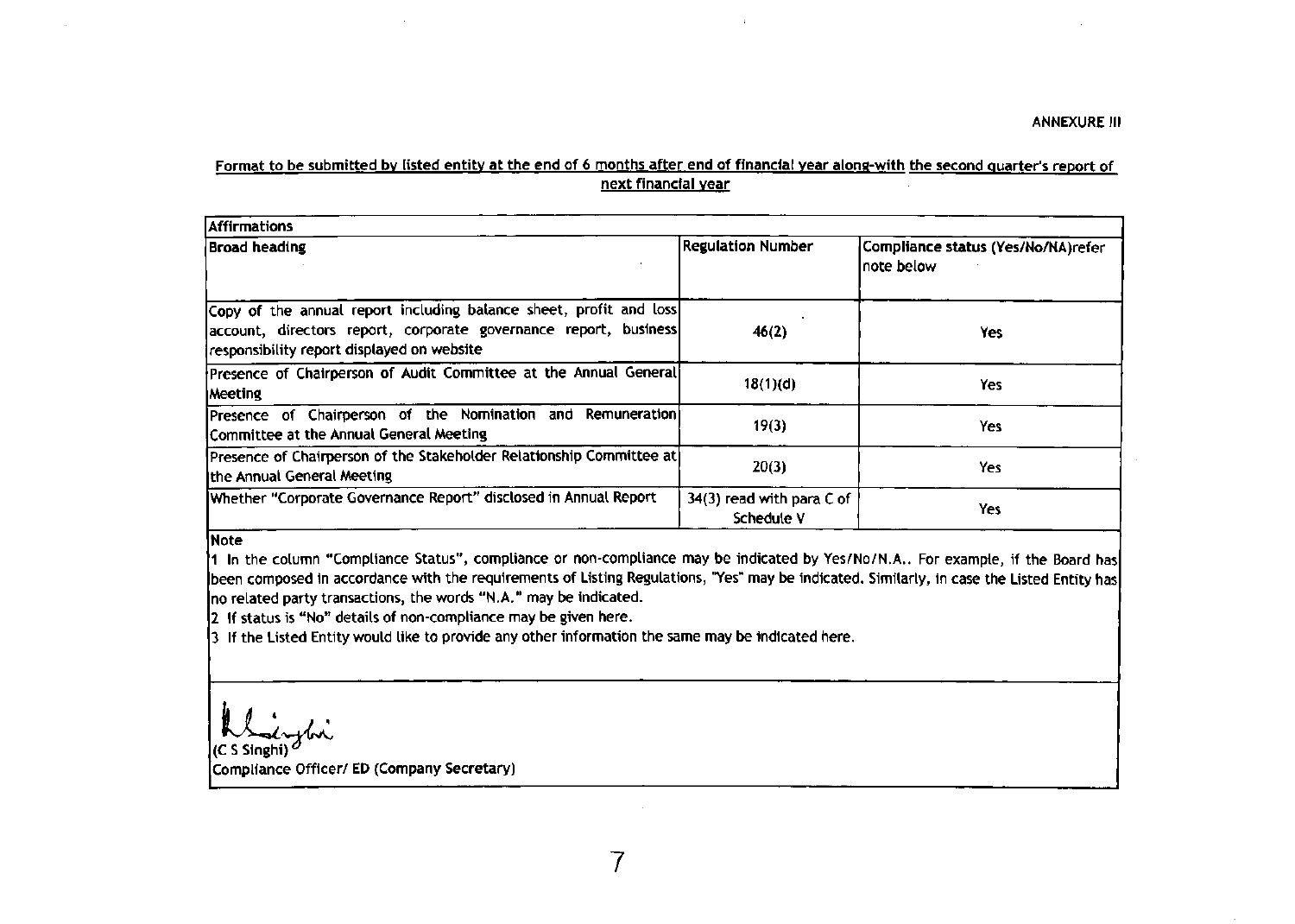ANNEXURE III

**Format to be submitted by listed entity at the end of 6 months after end of financial year along-with the second quarter's report of next financial year**

| Affirmations | | |
|---|---|---|
| **Broad heading** | **Regulation Number** | **Compliance status (Yes/No/NA)refer note below** |
| Copy of the annual report including balance sheet, profit and loss account, directors report, corporate governance report, business responsibility report displayed on website | 46(2) | Yes |
| Presence of Chairperson of Audit Committee at the Annual General Meeting | 18(1)(d) | Yes |
| Presence of Chairperson of the Nomination and Remuneration Committee at the Annual General Meeting | 19(3) | Yes |
| Presence of Chairperson of the Stakeholder Relationship Committee at the Annual General Meeting | 20(3) | Yes |
| Whether "Corporate Governance Report" disclosed in Annual Report | 34(3) read with para C of Schedule V | Yes |

**Note**

1 In the column "Compliance Status", compliance or non-compliance may be indicated by Yes/No/N.A.. For example, if the Board has been composed in accordance with the requirements of Listing Regulations, "Yes" may be indicated. Similarly, in case the Listed Entity has no related party transactions, the words "N.A." may be indicated.

2 If status is "No" details of non-compliance may be given here.

3 If the Listed Entity would like to provide any other information the same may be indicated here.

(C S Singhi)

Compliance Officer/ ED (Company Secretary)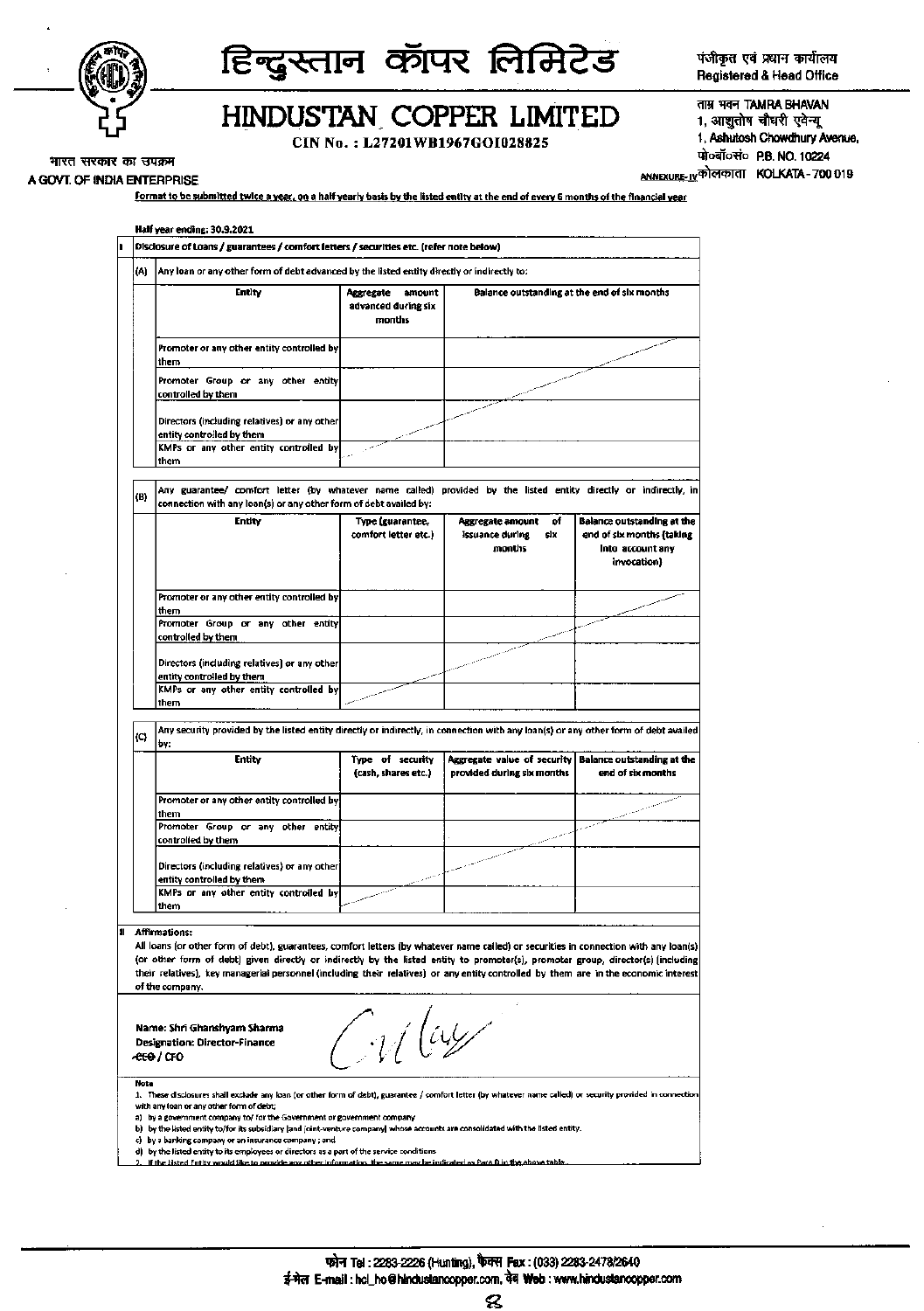# हिन्दुस्तान कॉपर लिमिटेड

# HINDUSTAN COPPER LIMITED

**CIN No. : L27201WB1967GOI028825**

भारत सरकार का उपक्रम
A GOVT. OF INDIA ENTERPRISE

पंजीकृत एवं प्रधान कार्यालय
Registered & Head Office

ताम्र भवन TAMRA BHAVAN
1, आशुतोष चौधरी एवेन्यू
1, Ashutosh Chowdhury Avenue,
पो०बॉ०सं० P.B. NO. 10224
कोलकाता KOLKATA - 700 019

ANNEXURE- IV

**Format to be submitted twice a year, on a half yearly basis by the listed entity at the end of every 6 months of the financial year**

**Half year ending: 30.9.2021**

**I Disclosure of Loans / guarantees / comfort letters / securities etc. (refer note below)**

**(A)** Any loan or any other form of debt advanced by the listed entity directly or indirectly to:

| Entity | Aggregate amount advanced during six months | Balance outstanding at the end of six months |
|---|---|---|
| Promoter or any other entity controlled by them | | |
| Promoter Group or any other entity controlled by them | | |
| Directors (including relatives) or any other entity controlled by them | | |
| KMPs or any other entity controlled by them | | |

**(B)** Any guarantee/ comfort letter (by whatever name called) provided by the listed entity directly or indirectly, in connection with any loan(s) or any other form of debt availed by:

| Entity | Type (guarantee, comfort letter etc.) | Aggregate amount of issuance during six months | Balance outstanding at the end of six months (taking into account any invocation) |
|---|---|---|---|
| Promoter or any other entity controlled by them | | | |
| Promoter Group or any other entity controlled by them | | | |
| Directors (including relatives) or any other entity controlled by them | | | |
| KMPs or any other entity controlled by them | | | |

**(C)** Any security provided by the listed entity directly or indirectly, in connection with any loan(s) or any other form of debt availed by:

| Entity | Type of security (cash, shares etc.) | Aggregate value of security provided during six months | Balance outstanding at the end of six months |
|---|---|---|---|
| Promoter or any other entity controlled by them | | | |
| Promoter Group or any other entity controlled by them | | | |
| Directors (including relatives) or any other entity controlled by them | | | |
| KMPs or any other entity controlled by them | | | |

**II Affirmations:**

All loans (or other form of debt), guarantees, comfort letters (by whatever name called) or securities in connection with any loan(s) (or other form of debt) given directly or indirectly by the listed entity to promoter(s), promoter group, director(s) (including their relatives), key managerial personnel (including their relatives) or any entity controlled by them are in the economic interest of the company.

Name: Shri Ghanshyam Sharma
Designation: Director-Finance
~~CEO~~ / CFO

**Note**

1. These disclosures shall exclude any loan (or other form of debt), guarantee / comfort letter (by whatever name called) or security provided in connection with any loan or any other form of debt;
   a) by a government company to/ for the Government or government company
   b) by the listed entity to/for its subsidiary (and joint-venture company) whose accounts are consolidated with the listed entity.
   c) by a banking company or an insurance company ; and
   d) by the listed entity to its employees or directors as a part of the service conditions
2. If the Listed Entity would like to provide any other information, the same may be indicated as Para D in the above table.

फोन Tel : 2283-2226 (Hunting), फैक्स Fax : (033) 2283-2478/2640
ई-मेल E-mail : hcl_ho@hindustancopper.com, वेब Web : www.hindustancopper.com